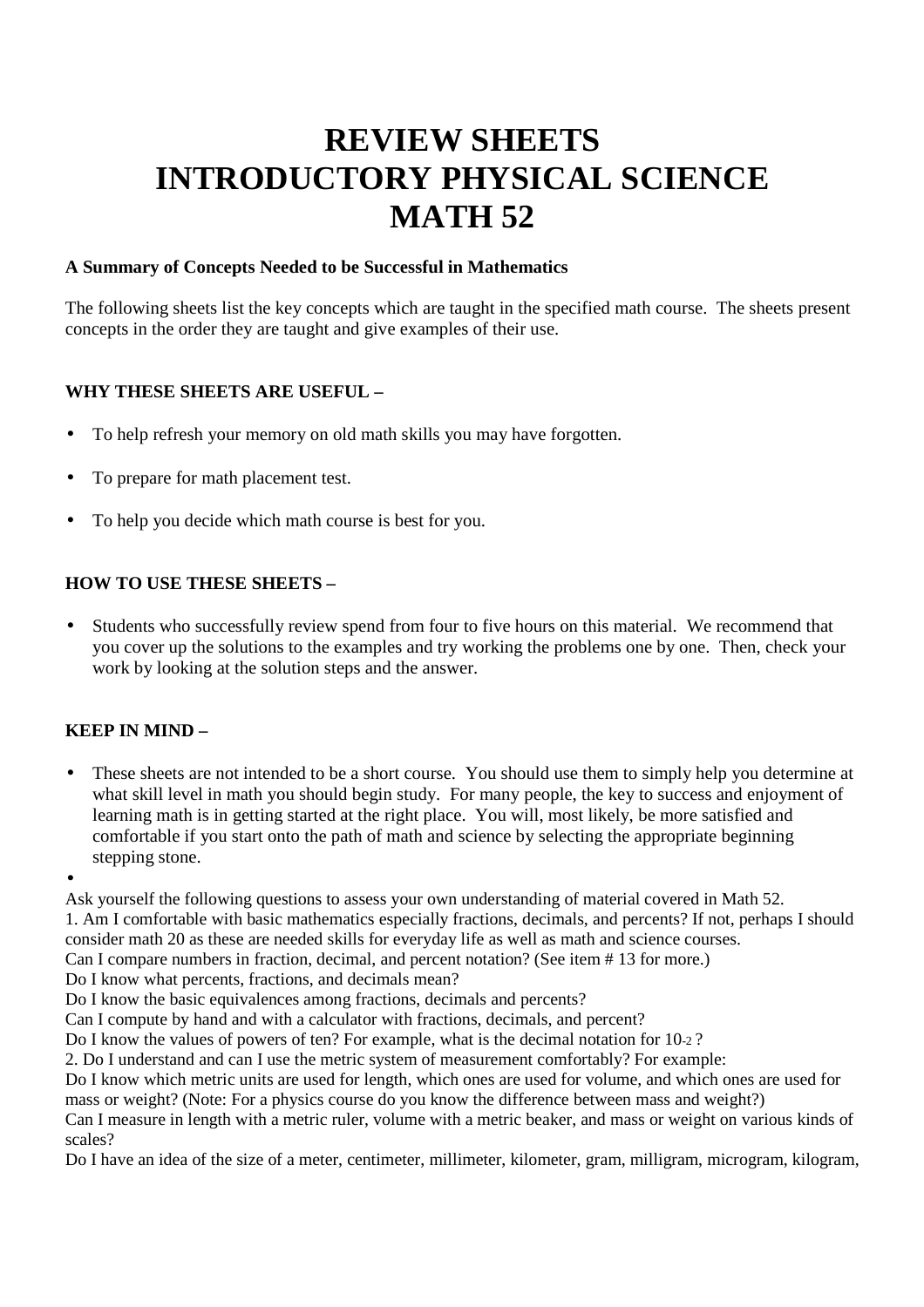# REVIEW SHEETS
# INTRODUCTORY PHYSICAL SCIENCE
# MATH 52

**A Summary of Concepts Needed to be Successful in Mathematics**

The following sheets list the key concepts which are taught in the specified math course. The sheets present concepts in the order they are taught and give examples of their use.

**WHY THESE SHEETS ARE USEFUL –**

- To help refresh your memory on old math skills you may have forgotten.
- To prepare for math placement test.
- To help you decide which math course is best for you.

**HOW TO USE THESE SHEETS –**

- Students who successfully review spend from four to five hours on this material. We recommend that you cover up the solutions to the examples and try working the problems one by one. Then, check your work by looking at the solution steps and the answer.

**KEEP IN MIND –**

- These sheets are not intended to be a short course. You should use them to simply help you determine at what skill level in math you should begin study. For many people, the key to success and enjoyment of learning math is in getting started at the right place. You will, most likely, be more satisfied and comfortable if you start onto the path of math and science by selecting the appropriate beginning stepping stone.
-

Ask yourself the following questions to assess your own understanding of material covered in Math 52.

1. Am I comfortable with basic mathematics especially fractions, decimals, and percents? If not, perhaps I should consider math 20 as these are needed skills for everyday life as well as math and science courses.

Can I compare numbers in fraction, decimal, and percent notation? (See item # 13 for more.)

Do I know what percents, fractions, and decimals mean?

Do I know the basic equivalences among fractions, decimals and percents?

Can I compute by hand and with a calculator with fractions, decimals, and percent?

Do I know the values of powers of ten? For example, what is the decimal notation for $10^{-2}$ ?

2. Do I understand and can I use the metric system of measurement comfortably? For example:

Do I know which metric units are used for length, which ones are used for volume, and which ones are used for mass or weight? (Note: For a physics course do you know the difference between mass and weight?)

Can I measure in length with a metric ruler, volume with a metric beaker, and mass or weight on various kinds of scales?

Do I have an idea of the size of a meter, centimeter, millimeter, kilometer, gram, milligram, microgram, kilogram,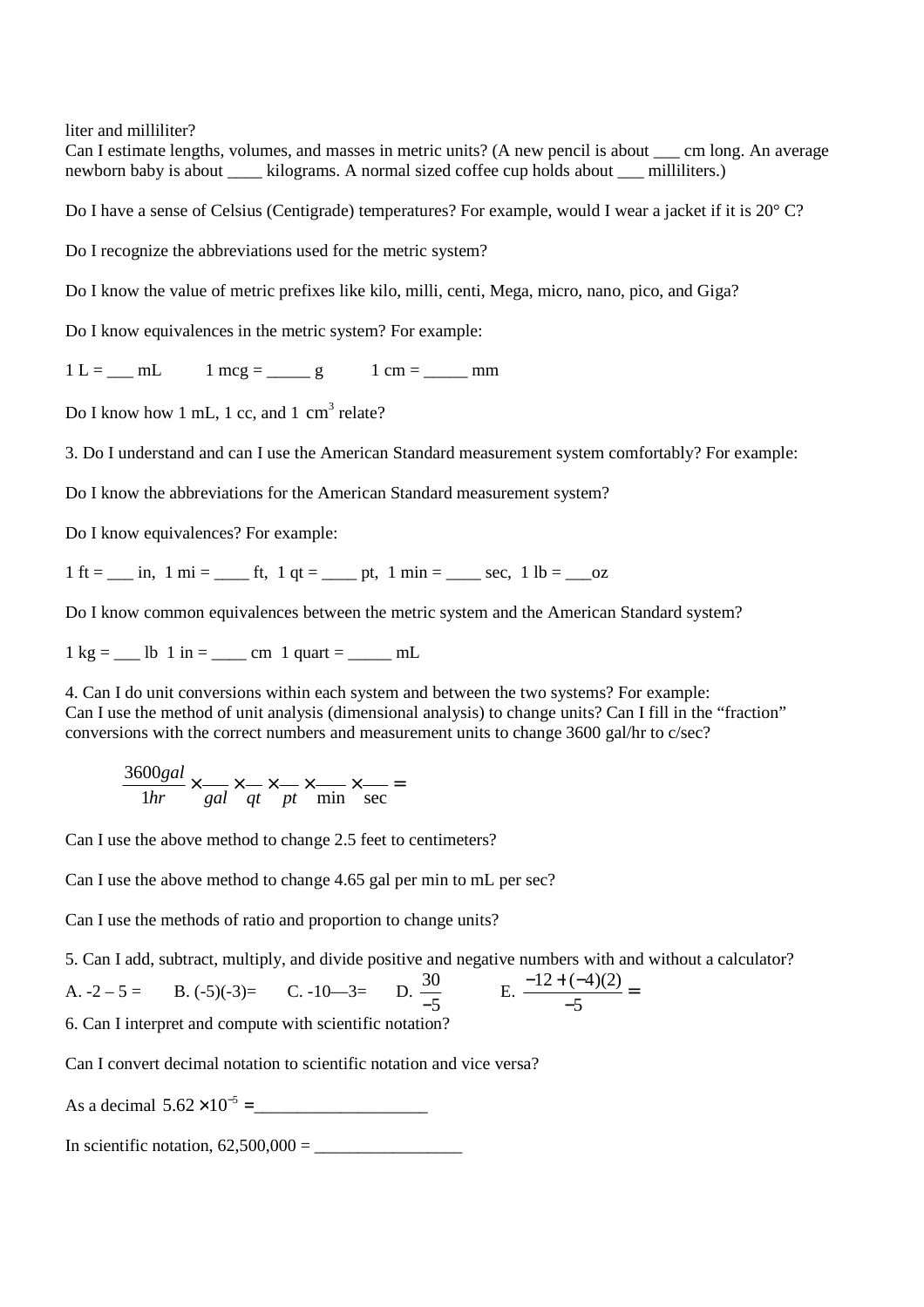liter and milliliter?

Can I estimate lengths, volumes, and masses in metric units? (A new pencil is about ___ cm long. An average newborn baby is about ____ kilograms. A normal sized coffee cup holds about ___ milliliters.)

Do I have a sense of Celsius (Centigrade) temperatures? For example, would I wear a jacket if it is 20° C?

Do I recognize the abbreviations used for the metric system?

Do I know the value of metric prefixes like kilo, milli, centi, Mega, micro, nano, pico, and Giga?

Do I know equivalences in the metric system? For example:

1 L = ___ mL 1 mcg = _____ g 1 cm = _____ mm

Do I know how 1 mL, 1 cc, and 1 $cm^3$ relate?

3. Do I understand and can I use the American Standard measurement system comfortably? For example:

Do I know the abbreviations for the American Standard measurement system?

Do I know equivalences? For example:

1 ft = ___ in, 1 mi = ____ ft, 1 qt = ____ pt, 1 min = ____ sec, 1 lb = ___oz

Do I know common equivalences between the metric system and the American Standard system?

1 kg = ___ lb 1 in = ____ cm 1 quart = _____ mL

4. Can I do unit conversions within each system and between the two systems? For example:
Can I use the method of unit analysis (dimensional analysis) to change units? Can I fill in the "fraction" conversions with the correct numbers and measurement units to change 3600 gal/hr to c/sec?

$$\frac{3600gal}{1hr} \times \frac{\quad}{gal} \times \frac{\quad}{qt} \times \frac{\quad}{pt} \times \frac{\quad}{\min} \times \frac{\quad}{\sec} =$$

Can I use the above method to change 2.5 feet to centimeters?

Can I use the above method to change 4.65 gal per min to mL per sec?

Can I use the methods of ratio and proportion to change units?

5. Can I add, subtract, multiply, and divide positive and negative numbers with and without a calculator?

A. -2 – 5 = B. (-5)(-3)= C. -10—3= D. $\frac{30}{-5}$ E. $\frac{-12+(-4)(2)}{-5} =$

6. Can I interpret and compute with scientific notation?

Can I convert decimal notation to scientific notation and vice versa?

As a decimal $5.62 \times 10^{-5} =$____________________

In scientific notation, 62,500,000 = _________________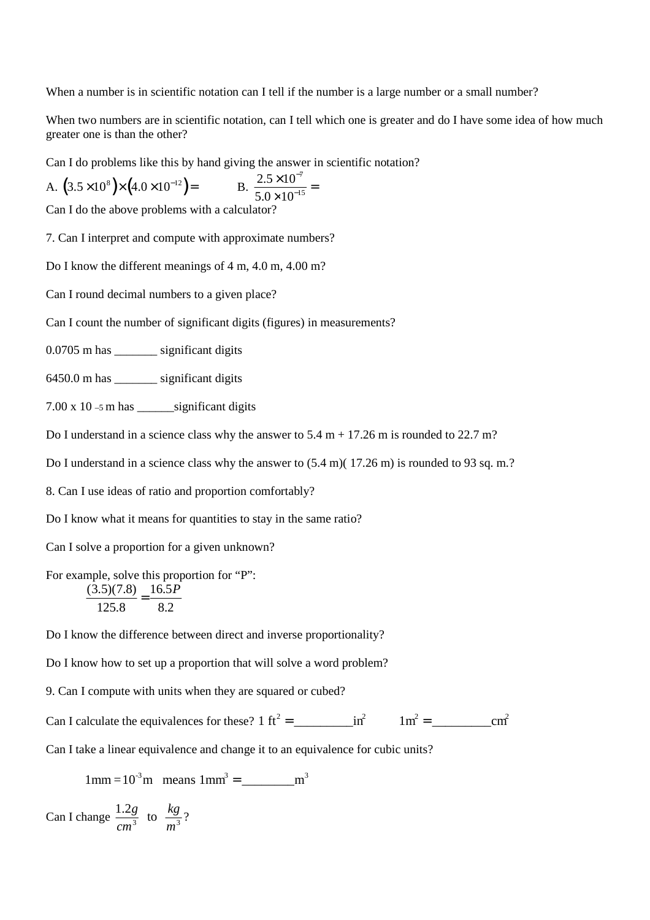When a number is in scientific notation can I tell if the number is a large number or a small number?

When two numbers are in scientific notation, can I tell which one is greater and do I have some idea of how much greater one is than the other?

Can I do problems like this by hand giving the answer in scientific notation?

A. $\left(3.5\times10^{8}\right)\times\left(4.0\times10^{-12}\right)=$ B. $\dfrac{2.5\times10^{-7}}{5.0\times10^{-15}}=$

Can I do the above problems with a calculator?

7. Can I interpret and compute with approximate numbers?

Do I know the different meanings of 4 m, 4.0 m, 4.00 m?

Can I round decimal numbers to a given place?

Can I count the number of significant digits (figures) in measurements?

0.0705 m has _______ significant digits

6450.0 m has _______ significant digits

$7.00 \times 10^{-5}$ m has ______significant digits

Do I understand in a science class why the answer to 5.4 m + 17.26 m is rounded to 22.7 m?

Do I understand in a science class why the answer to (5.4 m)( 17.26 m) is rounded to 93 sq. m.?

8. Can I use ideas of ratio and proportion comfortably?

Do I know what it means for quantities to stay in the same ratio?

Can I solve a proportion for a given unknown?

For example, solve this proportion for "P":

$$\frac{(3.5)(7.8)}{125.8}=\frac{16.5P}{8.2}$$

Do I know the difference between direct and inverse proportionality?

Do I know how to set up a proportion that will solve a word problem?

9. Can I compute with units when they are squared or cubed?

Can I calculate the equivalences for these? $1\text{ ft}^2=$_________$\text{in}^2$ $1\text{m}^2=$_________$\text{cm}^2$

Can I take a linear equivalence and change it to an equivalence for cubic units?

$1\text{mm}=10^{-3}\text{m}$ means $1\text{mm}^3=$________$\text{m}^3$

Can I change $\dfrac{1.2g}{cm^3}$ to $\dfrac{kg}{m^3}$?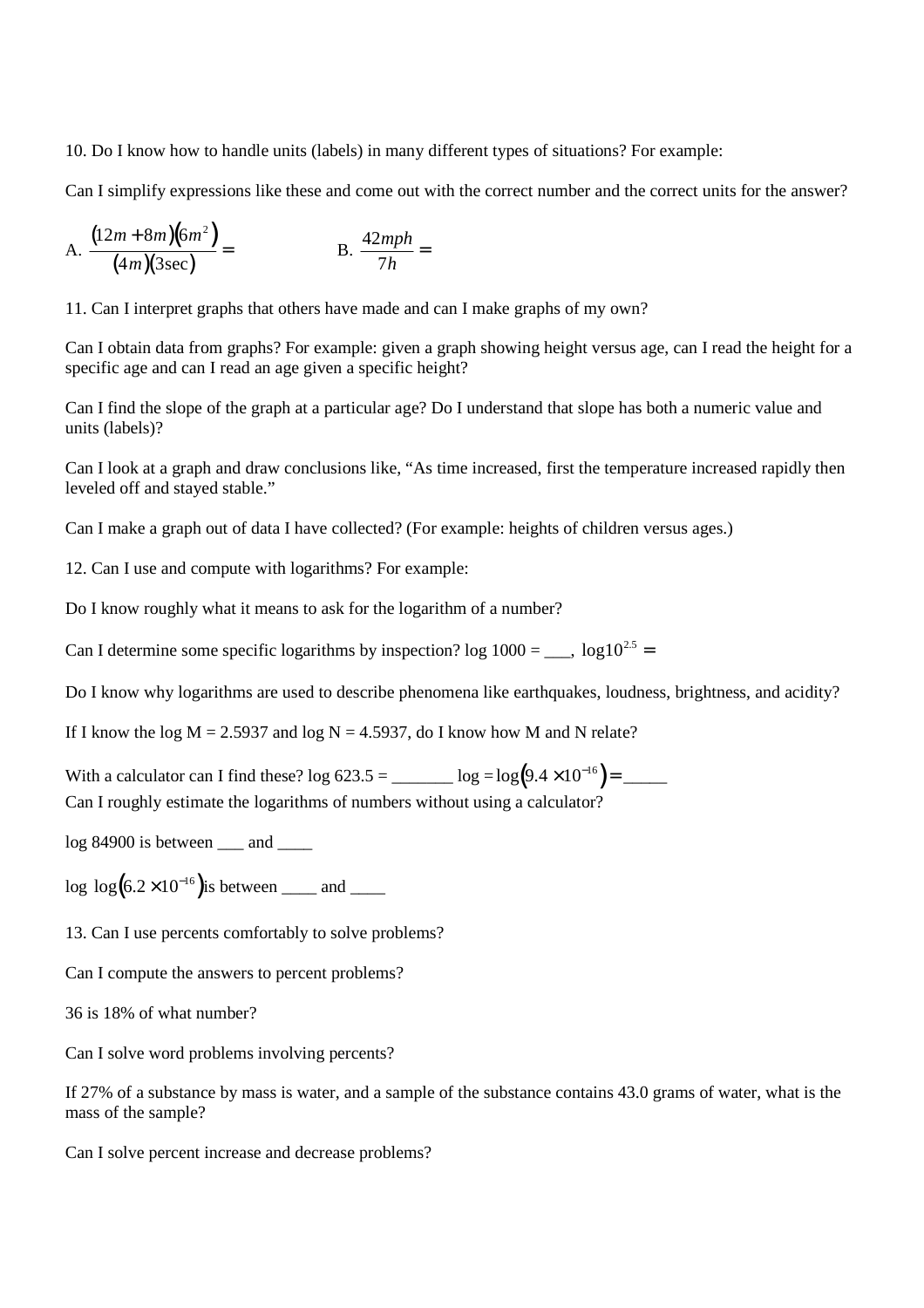10. Do I know how to handle units (labels) in many different types of situations? For example:

Can I simplify expressions like these and come out with the correct number and the correct units for the answer?

A. $\frac{(12m+8m)(6m^2)}{(4m)(3\sec)}=$  B. $\frac{42mph}{7h}=$

11. Can I interpret graphs that others have made and can I make graphs of my own?

Can I obtain data from graphs? For example: given a graph showing height versus age, can I read the height for a specific age and can I read an age given a specific height?

Can I find the slope of the graph at a particular age? Do I understand that slope has both a numeric value and units (labels)?

Can I look at a graph and draw conclusions like, "As time increased, first the temperature increased rapidly then leveled off and stayed stable."

Can I make a graph out of data I have collected? (For example: heights of children versus ages.)

12. Can I use and compute with logarithms? For example:

Do I know roughly what it means to ask for the logarithm of a number?

Can I determine some specific logarithms by inspection? log 1000 = ___, $\log 10^{2.5} =$

Do I know why logarithms are used to describe phenomena like earthquakes, loudness, brightness, and acidity?

If I know the log M = 2.5937 and log N = 4.5937, do I know how M and N relate?

With a calculator can I find these? log 623.5 = _______ log $=\log\left(9.4\times10^{-16}\right)=$_____

Can I roughly estimate the logarithms of numbers without using a calculator?

log 84900 is between ___ and ____

log $\log\left(6.2\times10^{-16}\right)$ is between ____ and ____

13. Can I use percents comfortably to solve problems?

Can I compute the answers to percent problems?

36 is 18% of what number?

Can I solve word problems involving percents?

If 27% of a substance by mass is water, and a sample of the substance contains 43.0 grams of water, what is the mass of the sample?

Can I solve percent increase and decrease problems?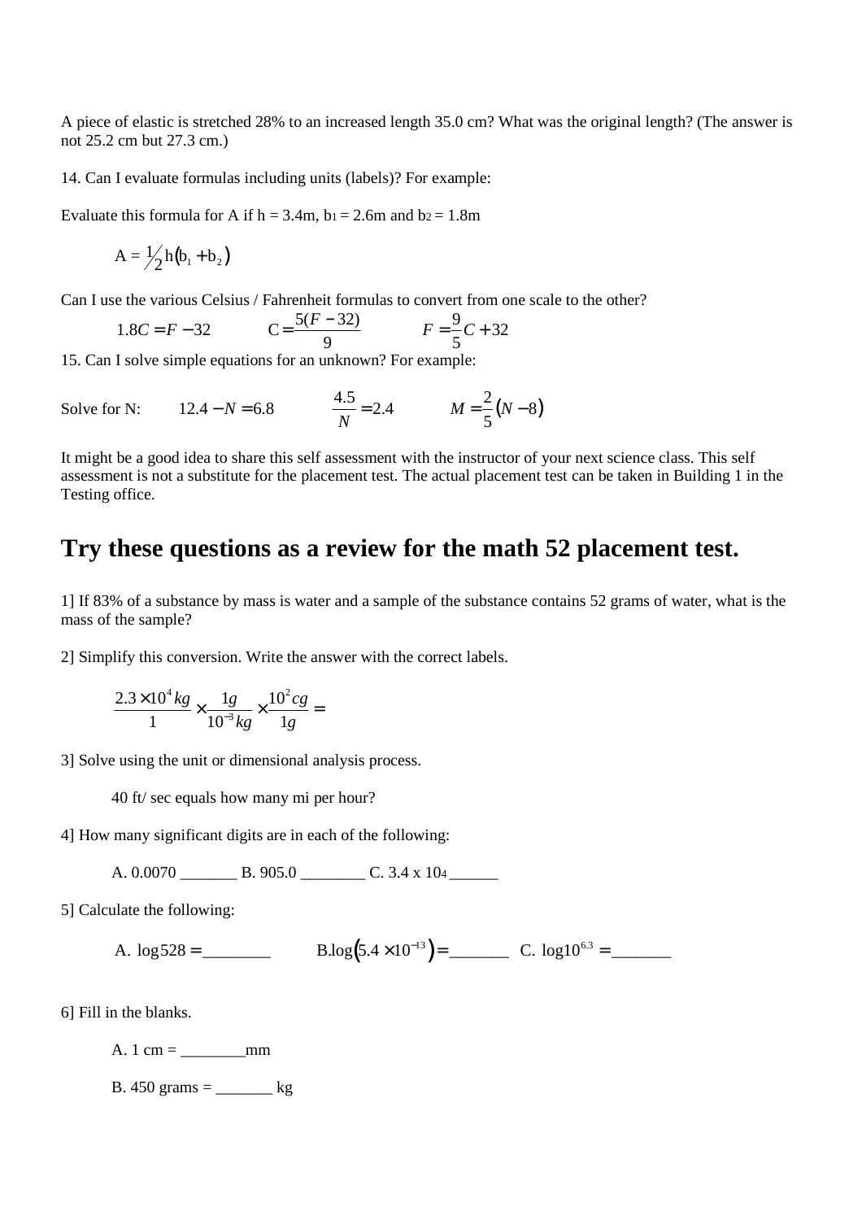A piece of elastic is stretched 28% to an increased length 35.0 cm? What was the original length? (The answer is not 25.2 cm but 27.3 cm.)

14. Can I evaluate formulas including units (labels)? For example:

Evaluate this formula for A if h = 3.4m, $b_1$ = 2.6m and $b_2$ = 1.8m

$$A = \frac{1}{2}h(b_1 + b_2)$$

Can I use the various Celsius / Fahrenheit formulas to convert from one scale to the other?

$$1.8C = F - 32 \qquad C = \frac{5(F-32)}{9} \qquad F = \frac{9}{5}C + 32$$

15. Can I solve simple equations for an unknown? For example:

Solve for N: $\quad 12.4 - N = 6.8 \qquad \frac{4.5}{N} = 2.4 \qquad M = \frac{2}{5}(N - 8)$

It might be a good idea to share this self assessment with the instructor of your next science class. This self assessment is not a substitute for the placement test. The actual placement test can be taken in Building 1 in the Testing office.

# Try these questions as a review for the math 52 placement test.

1] If 83% of a substance by mass is water and a sample of the substance contains 52 grams of water, what is the mass of the sample?

2] Simplify this conversion. Write the answer with the correct labels.

$$\frac{2.3 \times 10^4 kg}{1} \times \frac{1g}{10^{-3} kg} \times \frac{10^2 cg}{1g} =$$

3] Solve using the unit or dimensional analysis process.

40 ft/ sec equals how many mi per hour?

4] How many significant digits are in each of the following:

A. 0.0070 _______ B. 905.0 ________ C. $3.4 \times 10^4$ ______

5] Calculate the following:

A. $\log 528 =$ ________ B. $\log(5.4 \times 10^{-13}) =$ _______ C. $\log 10^{6.3} =$ _______

6] Fill in the blanks.

A. 1 cm = ________mm

B. 450 grams = _______ kg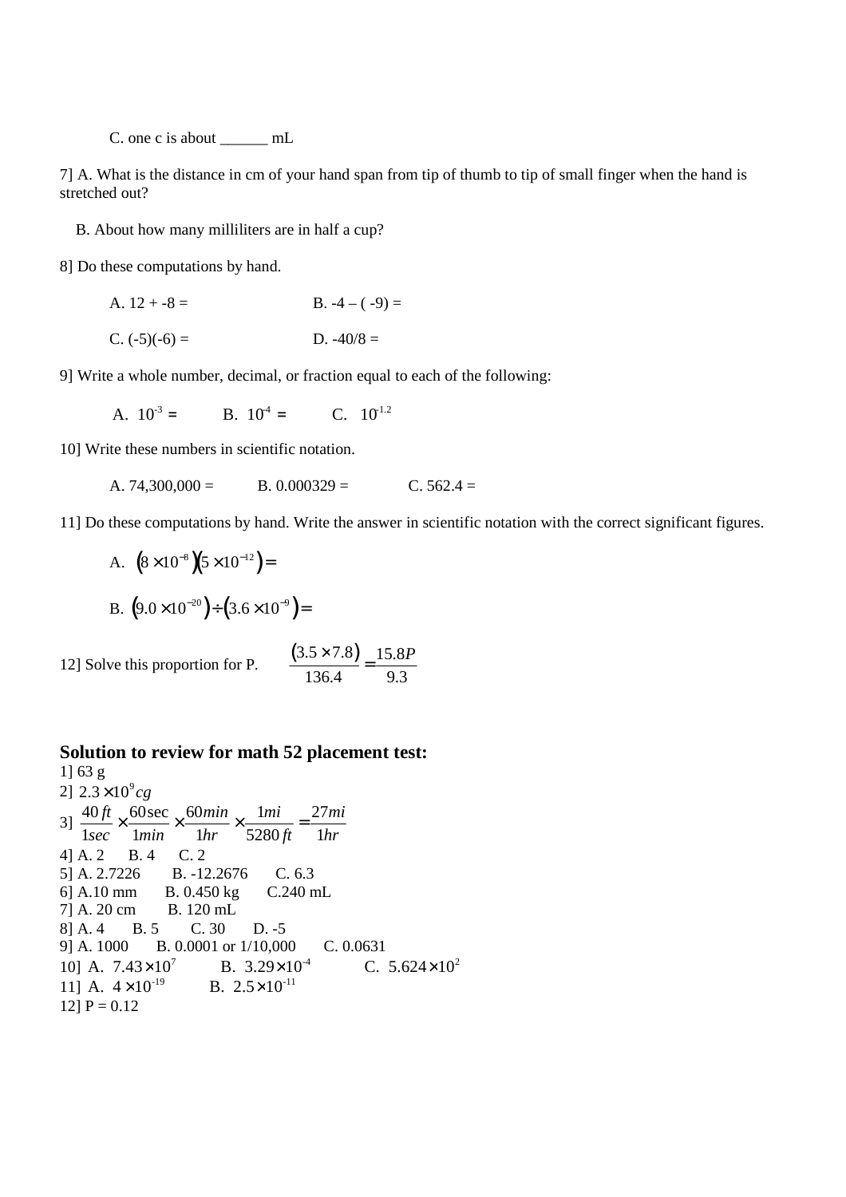C. one c is about ______ mL

7] A. What is the distance in cm of your hand span from tip of thumb to tip of small finger when the hand is stretched out?

B. About how many milliliters are in half a cup?

8] Do these computations by hand.

A. 12 + -8 = B. -4 – ( -9) =

C. (-5)(-6) = D. -40/8 =

9] Write a whole number, decimal, or fraction equal to each of the following:

A. $10^{-3}$ = B. $10^{-4}$ = C. $10^{-1.2}$

10] Write these numbers in scientific notation.

A. 74,300,000 = B. 0.000329 = C. 562.4 =

11] Do these computations by hand. Write the answer in scientific notation with the correct significant figures.

A. $\left(8\times10^{-8}\right)\left(5\times10^{-12}\right)=$

B. $\left(9.0\times10^{-20}\right)\div\left(3.6\times10^{-9}\right)=$

12] Solve this proportion for P. $\dfrac{\left(3.5\times7.8\right)}{136.4}=\dfrac{15.8P}{9.3}$

## Solution to review for math 52 placement test:

1] 63 g
2] $2.3\times10^{9}cg$
3] $\dfrac{40\,ft}{1sec}\times\dfrac{60\sec}{1min}\times\dfrac{60min}{1hr}\times\dfrac{1mi}{5280\,ft}=\dfrac{27mi}{1hr}$
4] A. 2 B. 4 C. 2
5] A. 2.7226 B. -12.2676 C. 6.3
6] A.10 mm B. 0.450 kg C.240 mL
7] A. 20 cm B. 120 mL
8] A. 4 B. 5 C. 30 D. -5
9] A. 1000 B. 0.0001 or 1/10,000 C. 0.0631
10] A. $7.43\times10^{7}$ B. $3.29\times10^{-4}$ C. $5.624\times10^{2}$
11] A. $4\times10^{-19}$ B. $2.5\times10^{-11}$
12] P = 0.12